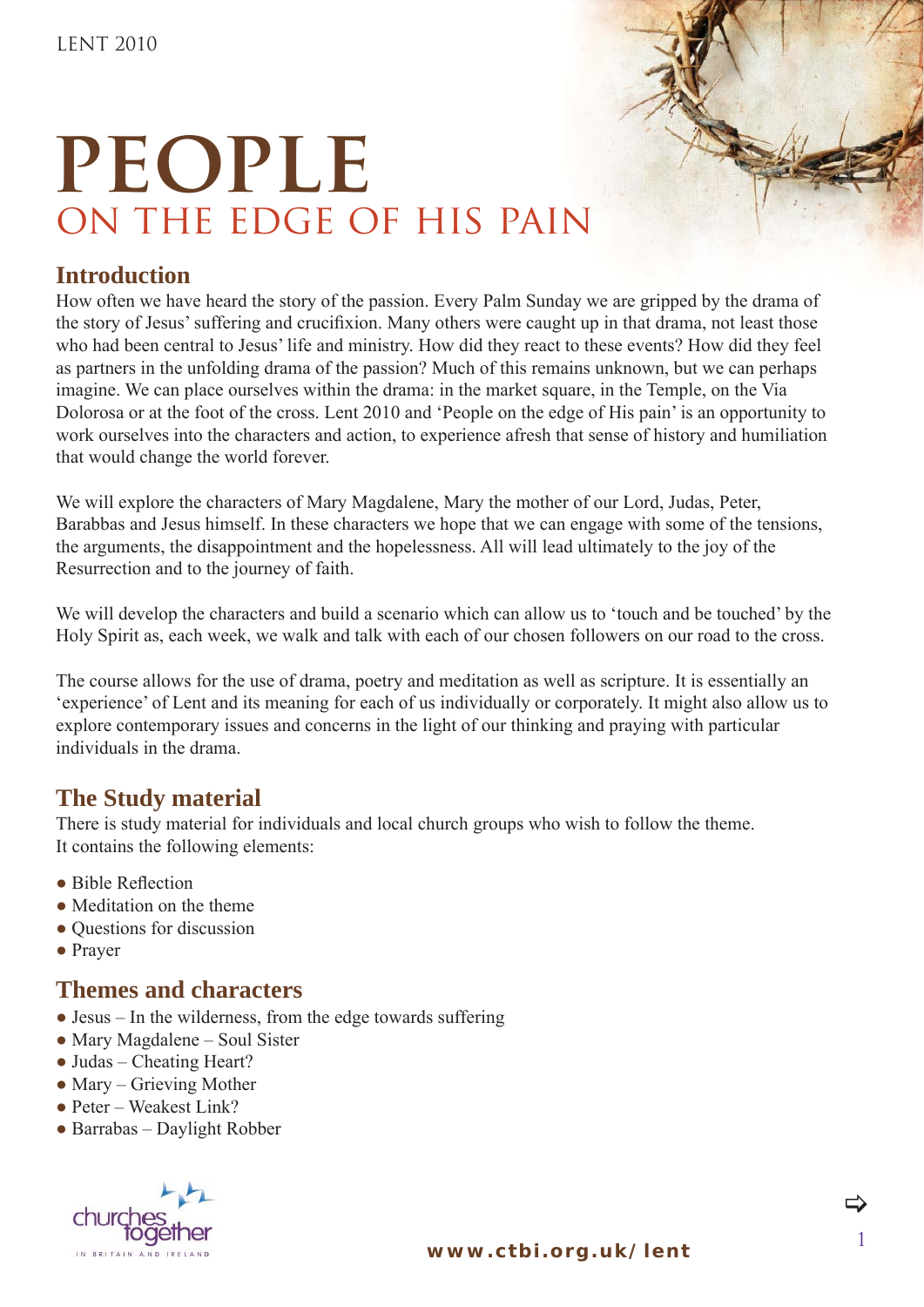LENT 2010

# PEOPLE
# ON THE EDGE OF HIS PAIN

## Introduction

How often we have heard the story of the passion. Every Palm Sunday we are gripped by the drama of the story of Jesus' suffering and crucifixion. Many others were caught up in that drama, not least those who had been central to Jesus' life and ministry. How did they react to these events? How did they feel as partners in the unfolding drama of the passion? Much of this remains unknown, but we can perhaps imagine. We can place ourselves within the drama: in the market square, in the Temple, on the Via Dolorosa or at the foot of the cross. Lent 2010 and 'People on the edge of His pain' is an opportunity to work ourselves into the characters and action, to experience afresh that sense of history and humiliation that would change the world forever.

We will explore the characters of Mary Magdalene, Mary the mother of our Lord, Judas, Peter, Barabbas and Jesus himself. In these characters we hope that we can engage with some of the tensions, the arguments, the disappointment and the hopelessness. All will lead ultimately to the joy of the Resurrection and to the journey of faith.

We will develop the characters and build a scenario which can allow us to 'touch and be touched' by the Holy Spirit as, each week, we walk and talk with each of our chosen followers on our road to the cross.

The course allows for the use of drama, poetry and meditation as well as scripture. It is essentially an 'experience' of Lent and its meaning for each of us individually or corporately. It might also allow us to explore contemporary issues and concerns in the light of our thinking and praying with particular individuals in the drama.

## The Study material

There is study material for individuals and local church groups who wish to follow the theme. It contains the following elements:

- Bible Reflection
- Meditation on the theme
- Questions for discussion
- Prayer

## Themes and characters

- Jesus – In the wilderness, from the edge towards suffering
- Mary Magdalene – Soul Sister
- Judas – Cheating Heart?
- Mary – Grieving Mother
- Peter – Weakest Link?
- Barrabas – Daylight Robber

churches together IN BRITAIN AND IRELAND

www.ctbi.org.uk/lent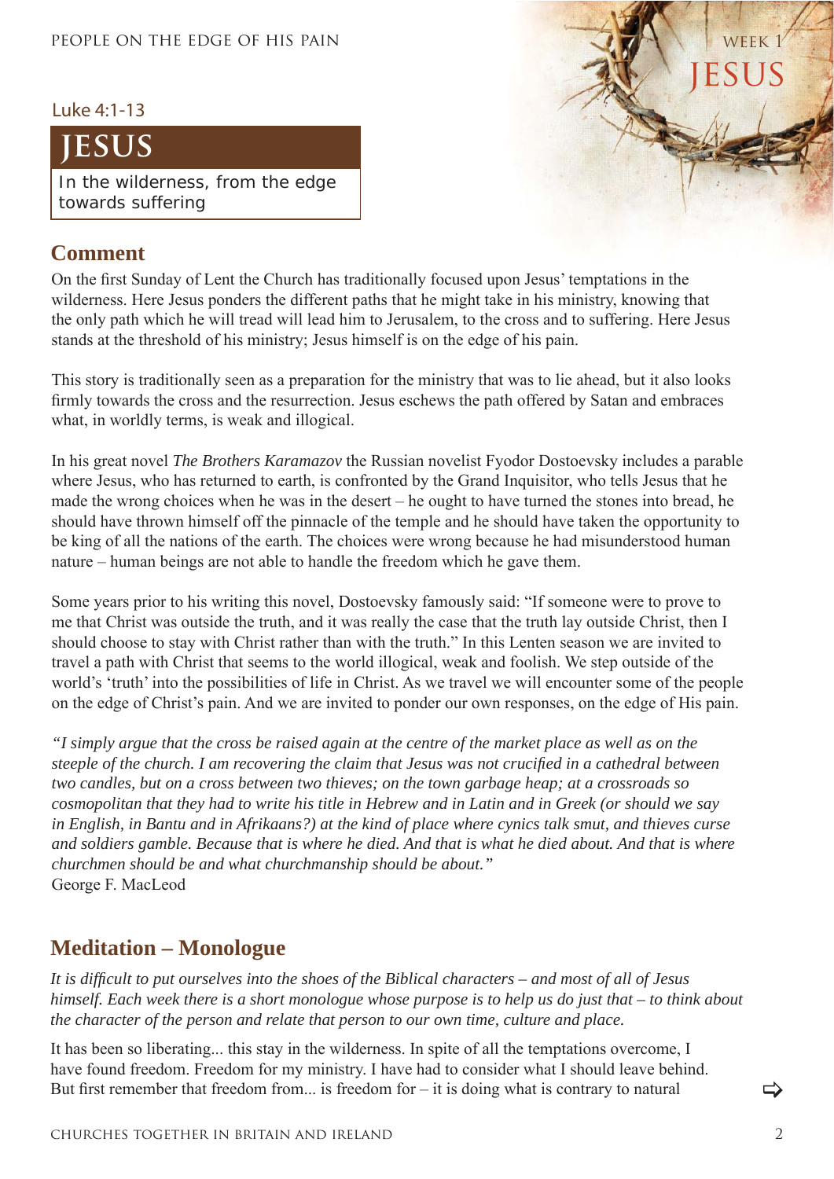Luke 4:1-13

# JESUS

In the wilderness, from the edge towards suffering

## Comment

On the first Sunday of Lent the Church has traditionally focused upon Jesus' temptations in the wilderness. Here Jesus ponders the different paths that he might take in his ministry, knowing that the only path which he will tread will lead him to Jerusalem, to the cross and to suffering. Here Jesus stands at the threshold of his ministry; Jesus himself is on the edge of his pain.

This story is traditionally seen as a preparation for the ministry that was to lie ahead, but it also looks firmly towards the cross and the resurrection. Jesus eschews the path offered by Satan and embraces what, in worldly terms, is weak and illogical.

In his great novel *The Brothers Karamazov* the Russian novelist Fyodor Dostoevsky includes a parable where Jesus, who has returned to earth, is confronted by the Grand Inquisitor, who tells Jesus that he made the wrong choices when he was in the desert – he ought to have turned the stones into bread, he should have thrown himself off the pinnacle of the temple and he should have taken the opportunity to be king of all the nations of the earth. The choices were wrong because he had misunderstood human nature – human beings are not able to handle the freedom which he gave them.

Some years prior to his writing this novel, Dostoevsky famously said: "If someone were to prove to me that Christ was outside the truth, and it was really the case that the truth lay outside Christ, then I should choose to stay with Christ rather than with the truth." In this Lenten season we are invited to travel a path with Christ that seems to the world illogical, weak and foolish. We step outside of the world's 'truth' into the possibilities of life in Christ. As we travel we will encounter some of the people on the edge of Christ's pain. And we are invited to ponder our own responses, on the edge of His pain.

*"I simply argue that the cross be raised again at the centre of the market place as well as on the steeple of the church. I am recovering the claim that Jesus was not crucified in a cathedral between two candles, but on a cross between two thieves; on the town garbage heap; at a crossroads so cosmopolitan that they had to write his title in Hebrew and in Latin and in Greek (or should we say in English, in Bantu and in Afrikaans?) at the kind of place where cynics talk smut, and thieves curse and soldiers gamble. Because that is where he died. And that is what he died about. And that is where churchmen should be and what churchmanship should be about."*
George F. MacLeod

## Meditation – Monologue

*It is difficult to put ourselves into the shoes of the Biblical characters – and most of all of Jesus himself. Each week there is a short monologue whose purpose is to help us do just that – to think about the character of the person and relate that person to our own time, culture and place.*

It has been so liberating... this stay in the wilderness. In spite of all the temptations overcome, I have found freedom. Freedom for my ministry. I have had to consider what I should leave behind. But first remember that freedom from... is freedom for – it is doing what is contrary to natural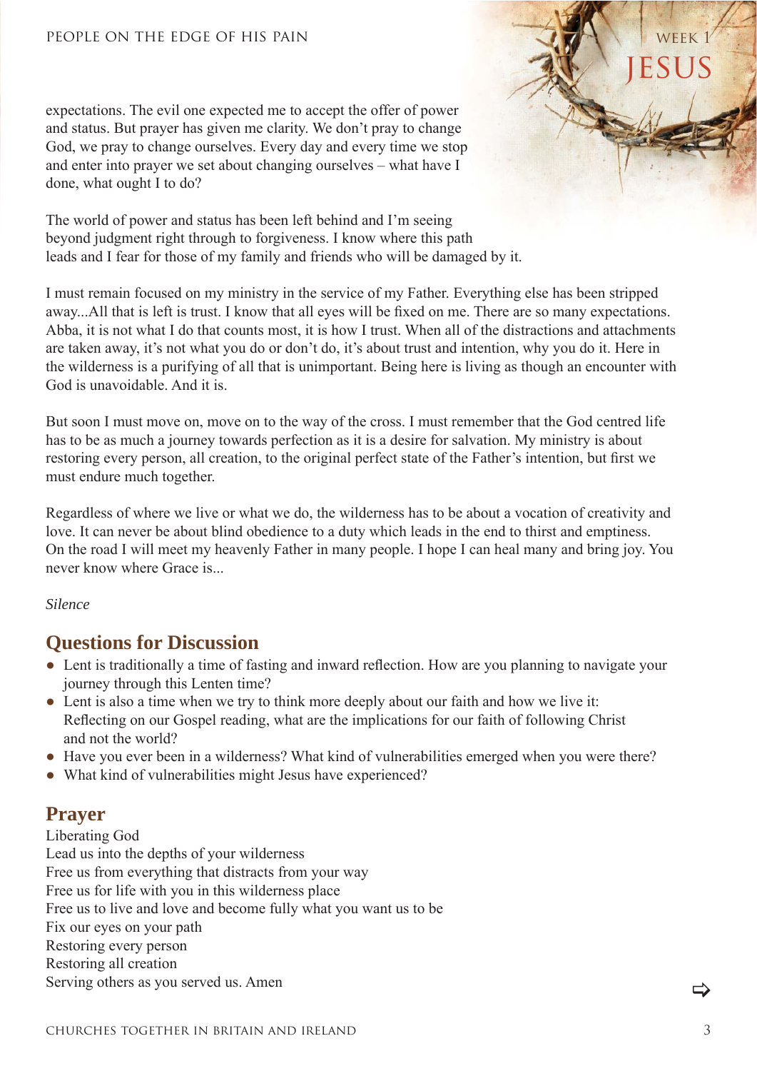expectations. The evil one expected me to accept the offer of power and status. But prayer has given me clarity. We don't pray to change God, we pray to change ourselves. Every day and every time we stop and enter into prayer we set about changing ourselves – what have I done, what ought I to do?

The world of power and status has been left behind and I'm seeing beyond judgment right through to forgiveness. I know where this path leads and I fear for those of my family and friends who will be damaged by it.

I must remain focused on my ministry in the service of my Father. Everything else has been stripped away...All that is left is trust. I know that all eyes will be fixed on me. There are so many expectations. Abba, it is not what I do that counts most, it is how I trust. When all of the distractions and attachments are taken away, it's not what you do or don't do, it's about trust and intention, why you do it. Here in the wilderness is a purifying of all that is unimportant. Being here is living as though an encounter with God is unavoidable. And it is.

But soon I must move on, move on to the way of the cross. I must remember that the God centred life has to be as much a journey towards perfection as it is a desire for salvation. My ministry is about restoring every person, all creation, to the original perfect state of the Father's intention, but first we must endure much together.

Regardless of where we live or what we do, the wilderness has to be about a vocation of creativity and love. It can never be about blind obedience to a duty which leads in the end to thirst and emptiness. On the road I will meet my heavenly Father in many people. I hope I can heal many and bring joy. You never know where Grace is...

*Silence*

## Questions for Discussion

- Lent is traditionally a time of fasting and inward reflection. How are you planning to navigate your journey through this Lenten time?
- Lent is also a time when we try to think more deeply about our faith and how we live it: Reflecting on our Gospel reading, what are the implications for our faith of following Christ and not the world?
- Have you ever been in a wilderness? What kind of vulnerabilities emerged when you were there?
- What kind of vulnerabilities might Jesus have experienced?

## Prayer

Liberating God  
Lead us into the depths of your wilderness  
Free us from everything that distracts from your way  
Free us for life with you in this wilderness place  
Free us to live and love and become fully what you want us to be  
Fix our eyes on your path  
Restoring every person  
Restoring all creation  
Serving others as you served us. Amen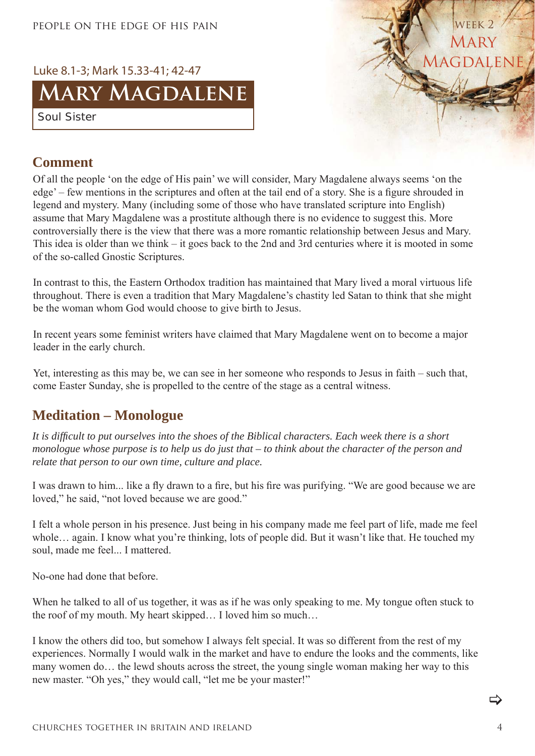Luke 8.1-3; Mark 15.33-41; 42-47

# Mary Magdalene

Soul Sister

## Comment

Of all the people 'on the edge of His pain' we will consider, Mary Magdalene always seems 'on the edge' – few mentions in the scriptures and often at the tail end of a story. She is a figure shrouded in legend and mystery. Many (including some of those who have translated scripture into English) assume that Mary Magdalene was a prostitute although there is no evidence to suggest this. More controversially there is the view that there was a more romantic relationship between Jesus and Mary. This idea is older than we think – it goes back to the 2nd and 3rd centuries where it is mooted in some of the so-called Gnostic Scriptures.

In contrast to this, the Eastern Orthodox tradition has maintained that Mary lived a moral virtuous life throughout. There is even a tradition that Mary Magdalene's chastity led Satan to think that she might be the woman whom God would choose to give birth to Jesus.

In recent years some feminist writers have claimed that Mary Magdalene went on to become a major leader in the early church.

Yet, interesting as this may be, we can see in her someone who responds to Jesus in faith – such that, come Easter Sunday, she is propelled to the centre of the stage as a central witness.

## Meditation – Monologue

*It is difficult to put ourselves into the shoes of the Biblical characters. Each week there is a short monologue whose purpose is to help us do just that – to think about the character of the person and relate that person to our own time, culture and place.*

I was drawn to him... like a fly drawn to a fire, but his fire was purifying. "We are good because we are loved," he said, "not loved because we are good."

I felt a whole person in his presence. Just being in his company made me feel part of life, made me feel whole… again. I know what you're thinking, lots of people did. But it wasn't like that. He touched my soul, made me feel... I mattered.

No-one had done that before.

When he talked to all of us together, it was as if he was only speaking to me. My tongue often stuck to the roof of my mouth. My heart skipped… I loved him so much…

I know the others did too, but somehow I always felt special. It was so different from the rest of my experiences. Normally I would walk in the market and have to endure the looks and the comments, like many women do… the lewd shouts across the street, the young single woman making her way to this new master. "Oh yes," they would call, "let me be your master!"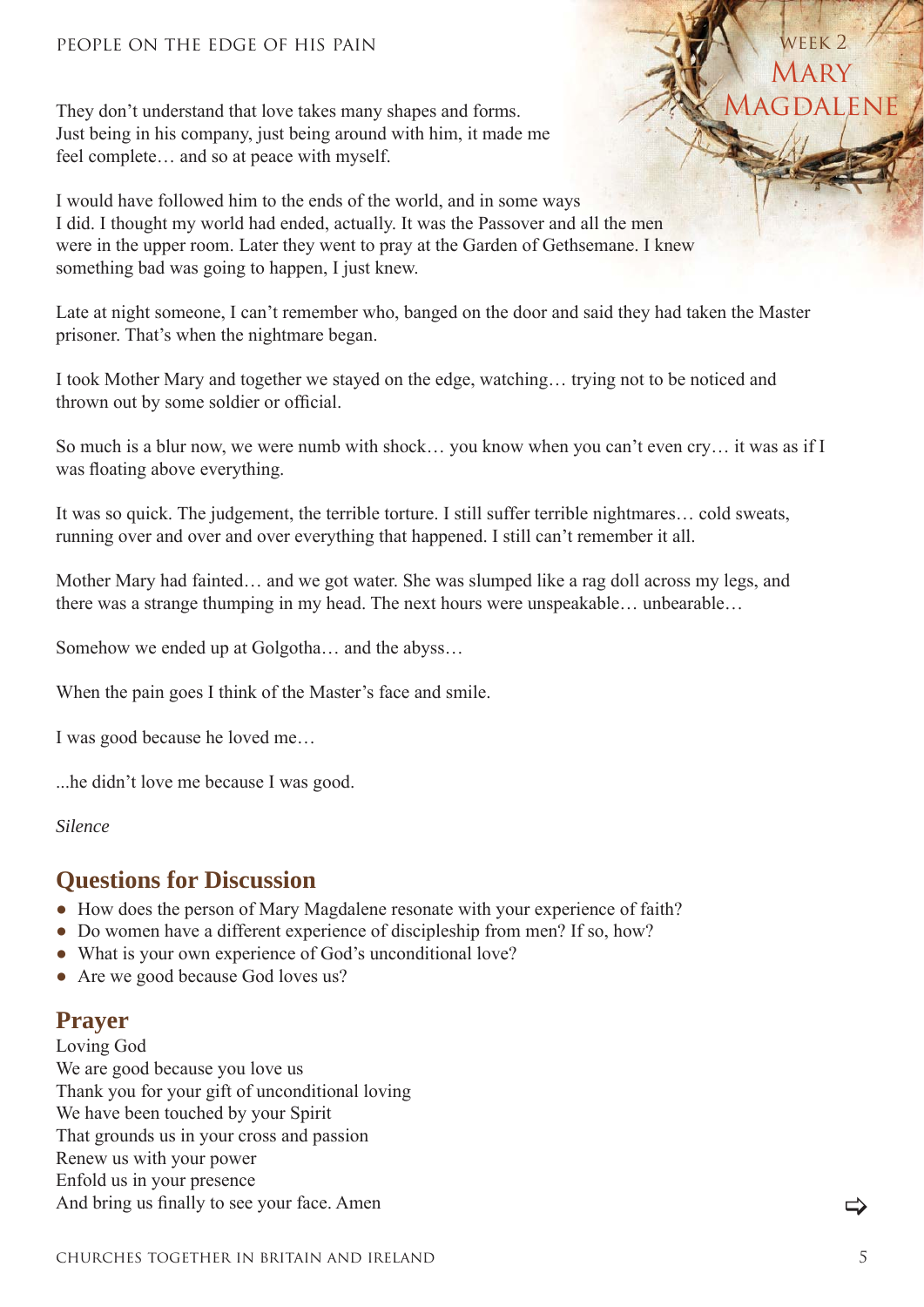They don't understand that love takes many shapes and forms. Just being in his company, just being around with him, it made me feel complete… and so at peace with myself.

I would have followed him to the ends of the world, and in some ways I did. I thought my world had ended, actually. It was the Passover and all the men were in the upper room. Later they went to pray at the Garden of Gethsemane. I knew something bad was going to happen, I just knew.

Late at night someone, I can't remember who, banged on the door and said they had taken the Master prisoner. That's when the nightmare began.

I took Mother Mary and together we stayed on the edge, watching… trying not to be noticed and thrown out by some soldier or official.

So much is a blur now, we were numb with shock… you know when you can't even cry… it was as if I was floating above everything.

It was so quick. The judgement, the terrible torture. I still suffer terrible nightmares… cold sweats, running over and over and over everything that happened. I still can't remember it all.

Mother Mary had fainted… and we got water. She was slumped like a rag doll across my legs, and there was a strange thumping in my head. The next hours were unspeakable… unbearable…

Somehow we ended up at Golgotha… and the abyss…

When the pain goes I think of the Master's face and smile.

I was good because he loved me…

...he didn't love me because I was good.

*Silence*

## Questions for Discussion

- How does the person of Mary Magdalene resonate with your experience of faith?
- Do women have a different experience of discipleship from men? If so, how?
- What is your own experience of God's unconditional love?
- Are we good because God loves us?

## Prayer

Loving God
We are good because you love us
Thank you for your gift of unconditional loving
We have been touched by your Spirit
That grounds us in your cross and passion
Renew us with your power
Enfold us in your presence
And bring us finally to see your face. Amen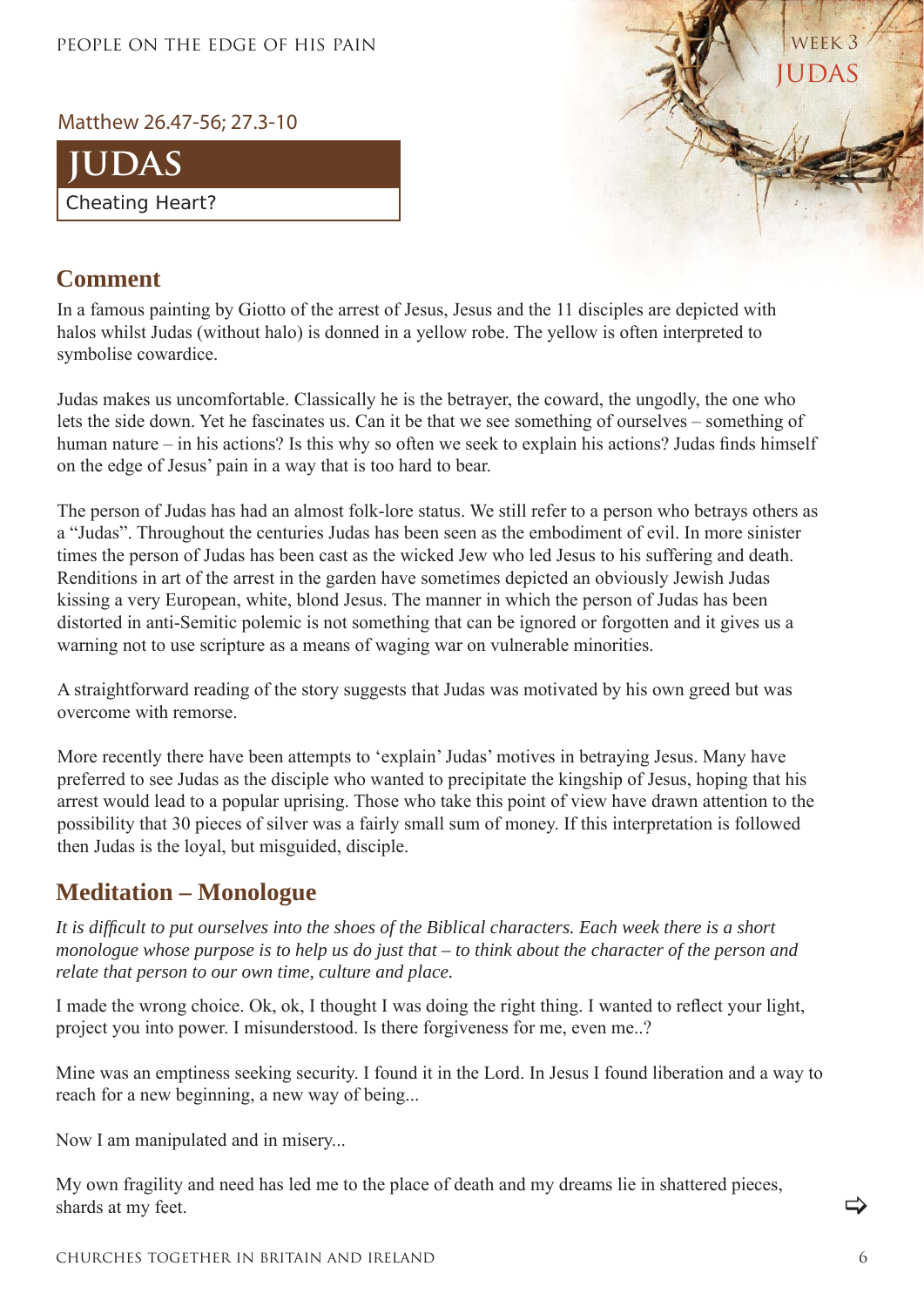Matthew 26.47-56; 27.3-10

# JUDAS

Cheating Heart?

## Comment

In a famous painting by Giotto of the arrest of Jesus, Jesus and the 11 disciples are depicted with halos whilst Judas (without halo) is donned in a yellow robe. The yellow is often interpreted to symbolise cowardice.

Judas makes us uncomfortable. Classically he is the betrayer, the coward, the ungodly, the one who lets the side down. Yet he fascinates us. Can it be that we see something of ourselves – something of human nature – in his actions? Is this why so often we seek to explain his actions? Judas finds himself on the edge of Jesus' pain in a way that is too hard to bear.

The person of Judas has had an almost folk-lore status. We still refer to a person who betrays others as a "Judas". Throughout the centuries Judas has been seen as the embodiment of evil. In more sinister times the person of Judas has been cast as the wicked Jew who led Jesus to his suffering and death. Renditions in art of the arrest in the garden have sometimes depicted an obviously Jewish Judas kissing a very European, white, blond Jesus. The manner in which the person of Judas has been distorted in anti-Semitic polemic is not something that can be ignored or forgotten and it gives us a warning not to use scripture as a means of waging war on vulnerable minorities.

A straightforward reading of the story suggests that Judas was motivated by his own greed but was overcome with remorse.

More recently there have been attempts to 'explain' Judas' motives in betraying Jesus. Many have preferred to see Judas as the disciple who wanted to precipitate the kingship of Jesus, hoping that his arrest would lead to a popular uprising. Those who take this point of view have drawn attention to the possibility that 30 pieces of silver was a fairly small sum of money. If this interpretation is followed then Judas is the loyal, but misguided, disciple.

## Meditation – Monologue

*It is difficult to put ourselves into the shoes of the Biblical characters. Each week there is a short monologue whose purpose is to help us do just that – to think about the character of the person and relate that person to our own time, culture and place.*

I made the wrong choice. Ok, ok, I thought I was doing the right thing. I wanted to reflect your light, project you into power. I misunderstood. Is there forgiveness for me, even me..?

Mine was an emptiness seeking security. I found it in the Lord. In Jesus I found liberation and a way to reach for a new beginning, a new way of being...

Now I am manipulated and in misery...

My own fragility and need has led me to the place of death and my dreams lie in shattered pieces, shards at my feet.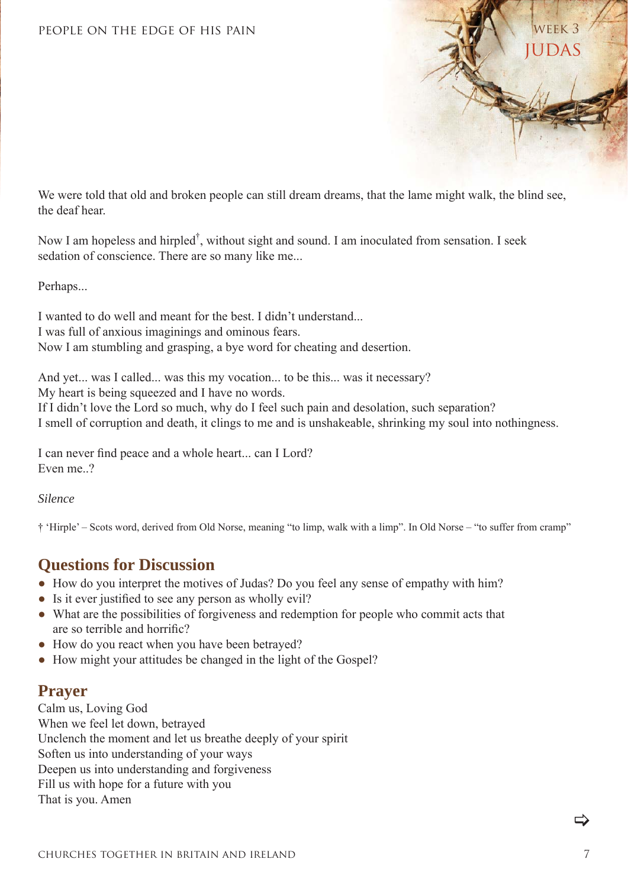## WEEK 3
# JUDAS

We were told that old and broken people can still dream dreams, that the lame might walk, the blind see, the deaf hear.

Now I am hopeless and hirpled†, without sight and sound. I am inoculated from sensation. I seek sedation of conscience. There are so many like me...

Perhaps...

I wanted to do well and meant for the best. I didn't understand...
I was full of anxious imaginings and ominous fears.
Now I am stumbling and grasping, a bye word for cheating and desertion.

And yet... was I called... was this my vocation... to be this... was it necessary?
My heart is being squeezed and I have no words.
If I didn't love the Lord so much, why do I feel such pain and desolation, such separation?
I smell of corruption and death, it clings to me and is unshakeable, shrinking my soul into nothingness.

I can never find peace and a whole heart... can I Lord?
Even me..?

*Silence*

† 'Hirple' – Scots word, derived from Old Norse, meaning "to limp, walk with a limp". In Old Norse – "to suffer from cramp"

## Questions for Discussion

- How do you interpret the motives of Judas? Do you feel any sense of empathy with him?
- Is it ever justified to see any person as wholly evil?
- What are the possibilities of forgiveness and redemption for people who commit acts that are so terrible and horrific?
- How do you react when you have been betrayed?
- How might your attitudes be changed in the light of the Gospel?

## Prayer

Calm us, Loving God
When we feel let down, betrayed
Unclench the moment and let us breathe deeply of your spirit
Soften us into understanding of your ways
Deepen us into understanding and forgiveness
Fill us with hope for a future with you
That is you. Amen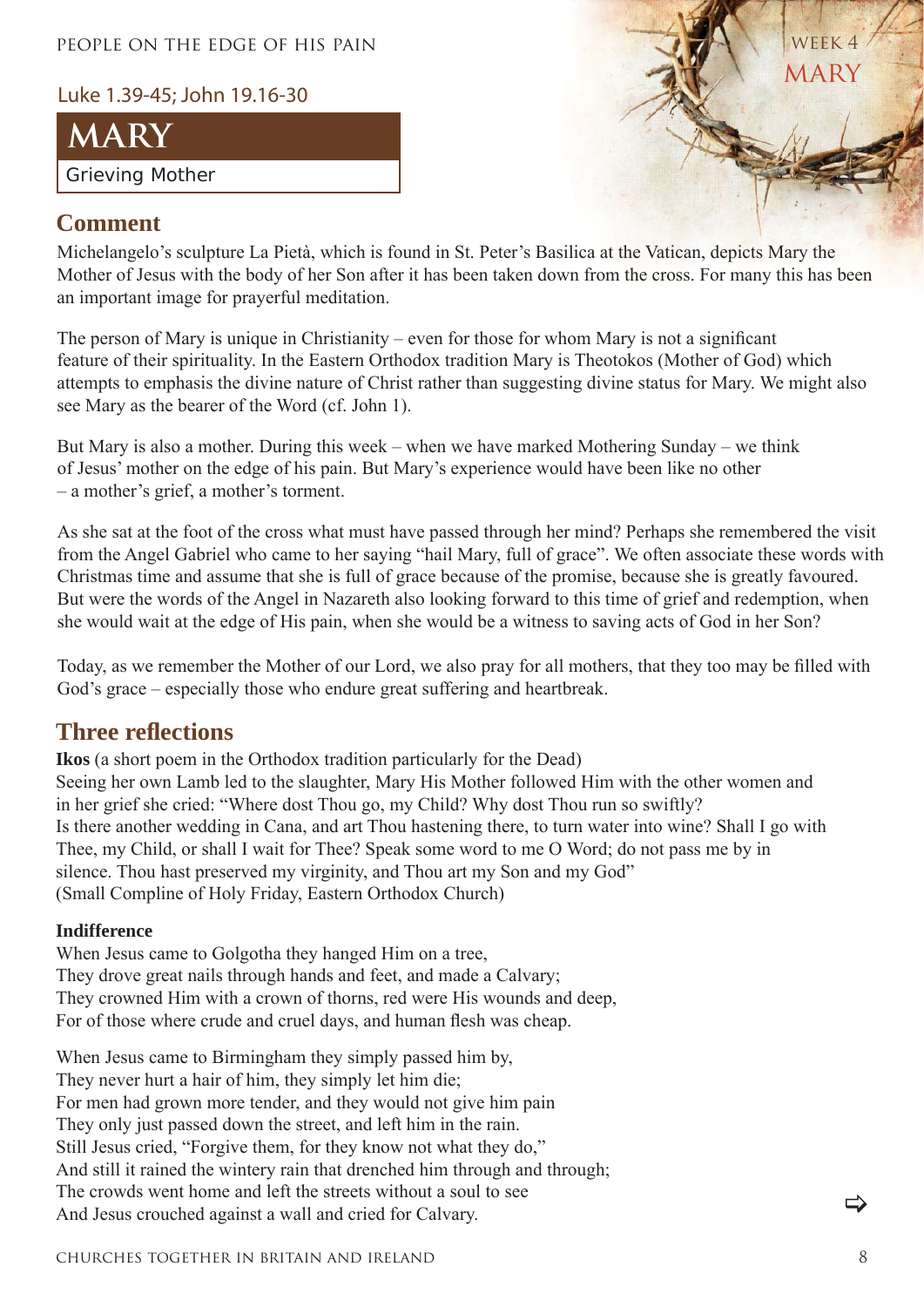Luke 1.39-45; John 19.16-30

# MARY

Grieving Mother

WEEK 4
MARY

## Comment

Michelangelo's sculpture La Pietà, which is found in St. Peter's Basilica at the Vatican, depicts Mary the Mother of Jesus with the body of her Son after it has been taken down from the cross. For many this has been an important image for prayerful meditation.

The person of Mary is unique in Christianity – even for those for whom Mary is not a significant feature of their spirituality. In the Eastern Orthodox tradition Mary is Theotokos (Mother of God) which attempts to emphasis the divine nature of Christ rather than suggesting divine status for Mary. We might also see Mary as the bearer of the Word (cf. John 1).

But Mary is also a mother. During this week – when we have marked Mothering Sunday – we think of Jesus' mother on the edge of his pain. But Mary's experience would have been like no other – a mother's grief, a mother's torment.

As she sat at the foot of the cross what must have passed through her mind? Perhaps she remembered the visit from the Angel Gabriel who came to her saying "hail Mary, full of grace". We often associate these words with Christmas time and assume that she is full of grace because of the promise, because she is greatly favoured. But were the words of the Angel in Nazareth also looking forward to this time of grief and redemption, when she would wait at the edge of His pain, when she would be a witness to saving acts of God in her Son?

Today, as we remember the Mother of our Lord, we also pray for all mothers, that they too may be filled with God's grace – especially those who endure great suffering and heartbreak.

## Three reflections

**Ikos** (a short poem in the Orthodox tradition particularly for the Dead)
Seeing her own Lamb led to the slaughter, Mary His Mother followed Him with the other women and in her grief she cried: "Where dost Thou go, my Child? Why dost Thou run so swiftly?
Is there another wedding in Cana, and art Thou hastening there, to turn water into wine? Shall I go with Thee, my Child, or shall I wait for Thee? Speak some word to me O Word; do not pass me by in silence. Thou hast preserved my virginity, and Thou art my Son and my God"
(Small Compline of Holy Friday, Eastern Orthodox Church)

**Indifference**
When Jesus came to Golgotha they hanged Him on a tree,
They drove great nails through hands and feet, and made a Calvary;
They crowned Him with a crown of thorns, red were His wounds and deep,
For of those where crude and cruel days, and human flesh was cheap.

When Jesus came to Birmingham they simply passed him by,
They never hurt a hair of him, they simply let him die;
For men had grown more tender, and they would not give him pain
They only just passed down the street, and left him in the rain.
Still Jesus cried, "Forgive them, for they know not what they do,"
And still it rained the wintery rain that drenched him through and through;
The crowds went home and left the streets without a soul to see
And Jesus crouched against a wall and cried for Calvary.

⇨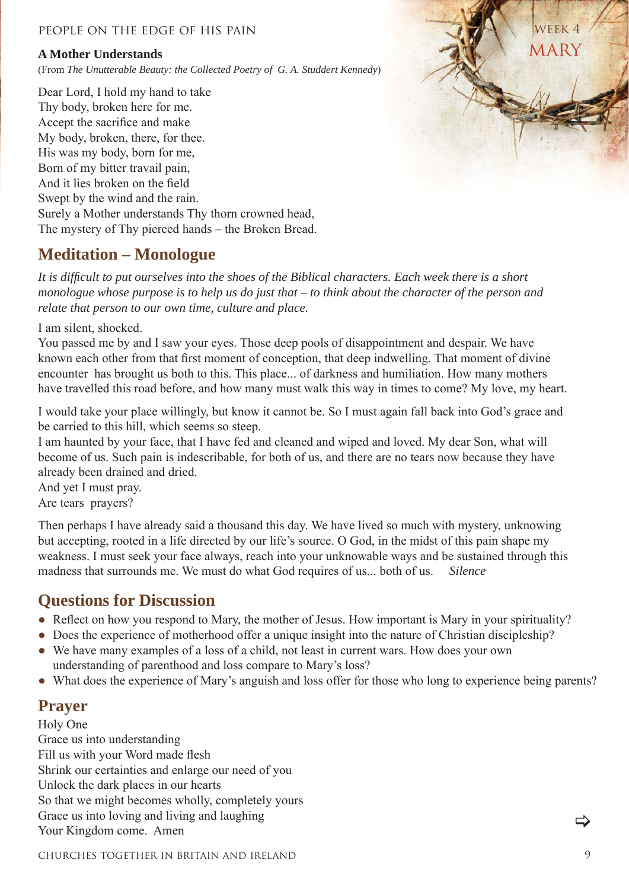PEOPLE ON THE EDGE OF HIS PAIN

WEEK 4
MARY

**A Mother Understands**
(From *The Unutterable Beauty: the Collected Poetry of G. A. Studdert Kennedy*)

Dear Lord, I hold my hand to take
Thy body, broken here for me.
Accept the sacrifice and make
My body, broken, there, for thee.
His was my body, born for me,
Born of my bitter travail pain,
And it lies broken on the field
Swept by the wind and the rain.
Surely a Mother understands Thy thorn crowned head,
The mystery of Thy pierced hands – the Broken Bread.

## Meditation – Monologue

*It is difficult to put ourselves into the shoes of the Biblical characters. Each week there is a short monologue whose purpose is to help us do just that – to think about the character of the person and relate that person to our own time, culture and place.*

I am silent, shocked.
You passed me by and I saw your eyes. Those deep pools of disappointment and despair. We have known each other from that first moment of conception, that deep indwelling. That moment of divine encounter has brought us both to this. This place... of darkness and humiliation. How many mothers have travelled this road before, and how many must walk this way in times to come? My love, my heart.

I would take your place willingly, but know it cannot be. So I must again fall back into God's grace and be carried to this hill, which seems so steep.
I am haunted by your face, that I have fed and cleaned and wiped and loved. My dear Son, what will become of us. Such pain is indescribable, for both of us, and there are no tears now because they have already been drained and dried.
And yet I must pray.
Are tears prayers?

Then perhaps I have already said a thousand this day. We have lived so much with mystery, unknowing but accepting, rooted in a life directed by our life's source. O God, in the midst of this pain shape my weakness. I must seek your face always, reach into your unknowable ways and be sustained through this madness that surrounds me. We must do what God requires of us... both of us. *Silence*

## Questions for Discussion

- Reflect on how you respond to Mary, the mother of Jesus. How important is Mary in your spirituality?
- Does the experience of motherhood offer a unique insight into the nature of Christian discipleship?
- We have many examples of a loss of a child, not least in current wars. How does your own understanding of parenthood and loss compare to Mary's loss?
- What does the experience of Mary's anguish and loss offer for those who long to experience being parents?

## Prayer

Holy One
Grace us into understanding
Fill us with your Word made flesh
Shrink our certainties and enlarge our need of you
Unlock the dark places in our hearts
So that we might becomes wholly, completely yours
Grace us into loving and living and laughing
Your Kingdom come. Amen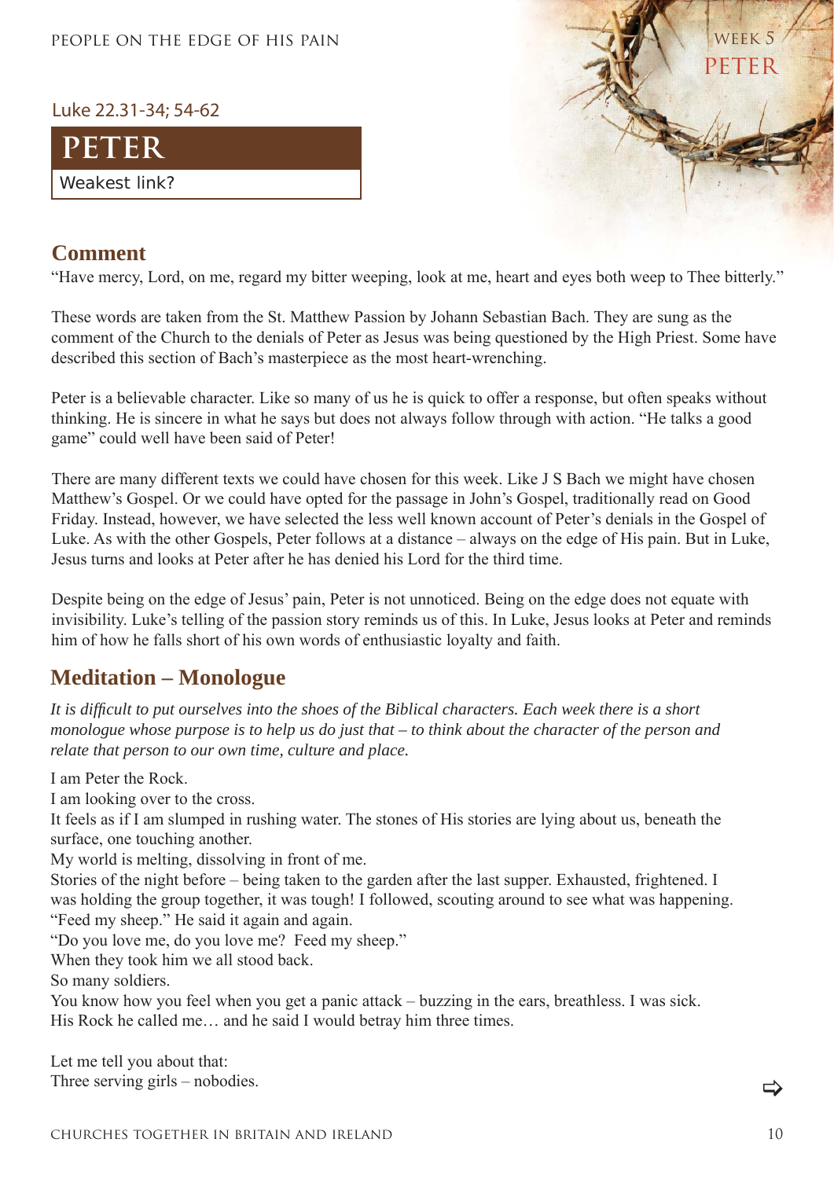Luke 22.31-34; 54-62

# PETER

Weakest link?

WEEK 5

PETER

## Comment

"Have mercy, Lord, on me, regard my bitter weeping, look at me, heart and eyes both weep to Thee bitterly."

These words are taken from the St. Matthew Passion by Johann Sebastian Bach. They are sung as the comment of the Church to the denials of Peter as Jesus was being questioned by the High Priest. Some have described this section of Bach's masterpiece as the most heart-wrenching.

Peter is a believable character. Like so many of us he is quick to offer a response, but often speaks without thinking. He is sincere in what he says but does not always follow through with action. "He talks a good game" could well have been said of Peter!

There are many different texts we could have chosen for this week. Like J S Bach we might have chosen Matthew's Gospel. Or we could have opted for the passage in John's Gospel, traditionally read on Good Friday. Instead, however, we have selected the less well known account of Peter's denials in the Gospel of Luke. As with the other Gospels, Peter follows at a distance – always on the edge of His pain. But in Luke, Jesus turns and looks at Peter after he has denied his Lord for the third time.

Despite being on the edge of Jesus' pain, Peter is not unnoticed. Being on the edge does not equate with invisibility. Luke's telling of the passion story reminds us of this. In Luke, Jesus looks at Peter and reminds him of how he falls short of his own words of enthusiastic loyalty and faith.

## Meditation – Monologue

*It is difficult to put ourselves into the shoes of the Biblical characters. Each week there is a short monologue whose purpose is to help us do just that – to think about the character of the person and relate that person to our own time, culture and place.*

I am Peter the Rock.
I am looking over to the cross.
It feels as if I am slumped in rushing water. The stones of His stories are lying about us, beneath the surface, one touching another.
My world is melting, dissolving in front of me.
Stories of the night before – being taken to the garden after the last supper. Exhausted, frightened. I was holding the group together, it was tough! I followed, scouting around to see what was happening.
"Feed my sheep." He said it again and again.
"Do you love me, do you love me? Feed my sheep."
When they took him we all stood back.
So many soldiers.
You know how you feel when you get a panic attack – buzzing in the ears, breathless. I was sick.
His Rock he called me… and he said I would betray him three times.

Let me tell you about that:
Three serving girls – nobodies.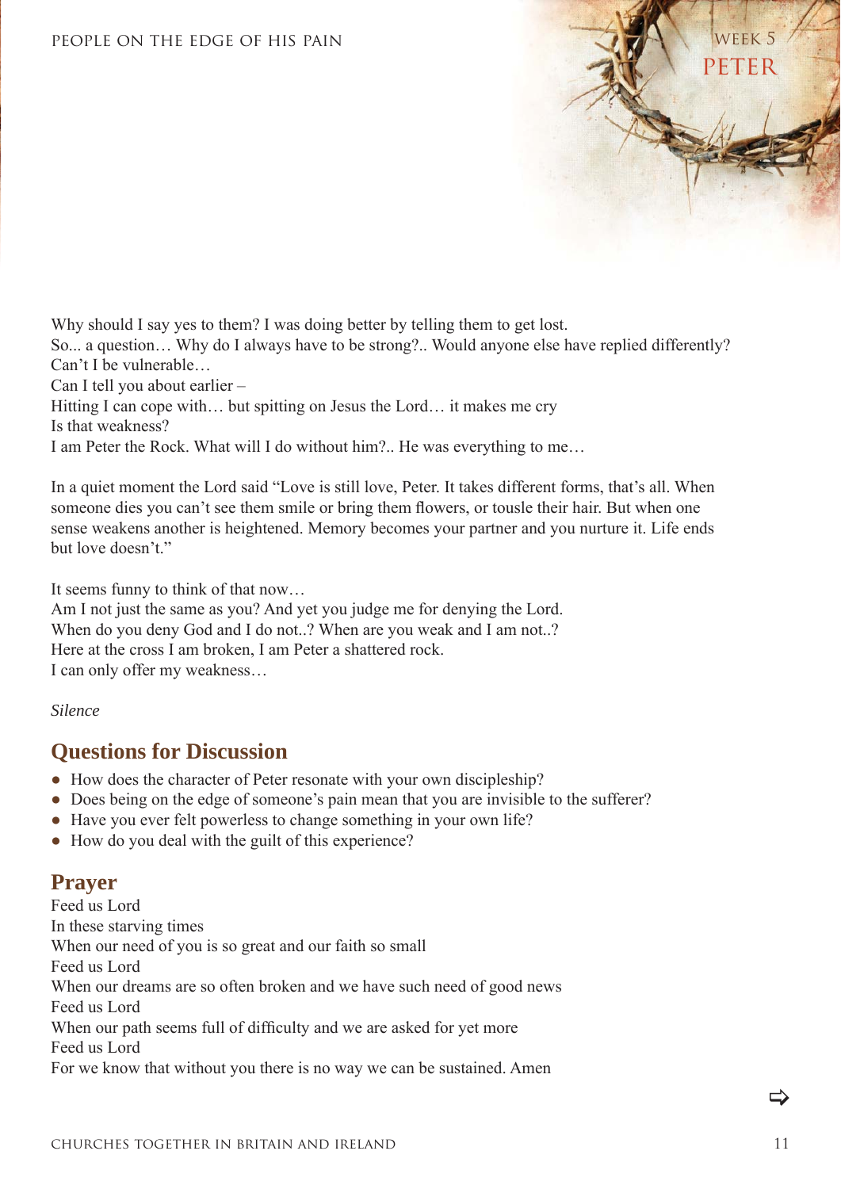## WEEK 5
## PETER

Why should I say yes to them? I was doing better by telling them to get lost.
So... a question… Why do I always have to be strong?.. Would anyone else have replied differently?
Can't I be vulnerable…
Can I tell you about earlier –
Hitting I can cope with… but spitting on Jesus the Lord… it makes me cry
Is that weakness?
I am Peter the Rock. What will I do without him?.. He was everything to me…

In a quiet moment the Lord said "Love is still love, Peter. It takes different forms, that's all. When someone dies you can't see them smile or bring them flowers, or tousle their hair. But when one sense weakens another is heightened. Memory becomes your partner and you nurture it. Life ends but love doesn't."

It seems funny to think of that now…
Am I not just the same as you? And yet you judge me for denying the Lord.
When do you deny God and I do not..? When are you weak and I am not..?
Here at the cross I am broken, I am Peter a shattered rock.
I can only offer my weakness…

*Silence*

## Questions for Discussion

- How does the character of Peter resonate with your own discipleship?
- Does being on the edge of someone's pain mean that you are invisible to the sufferer?
- Have you ever felt powerless to change something in your own life?
- How do you deal with the guilt of this experience?

## Prayer

Feed us Lord
In these starving times
When our need of you is so great and our faith so small
Feed us Lord
When our dreams are so often broken and we have such need of good news
Feed us Lord
When our path seems full of difficulty and we are asked for yet more
Feed us Lord
For we know that without you there is no way we can be sustained. Amen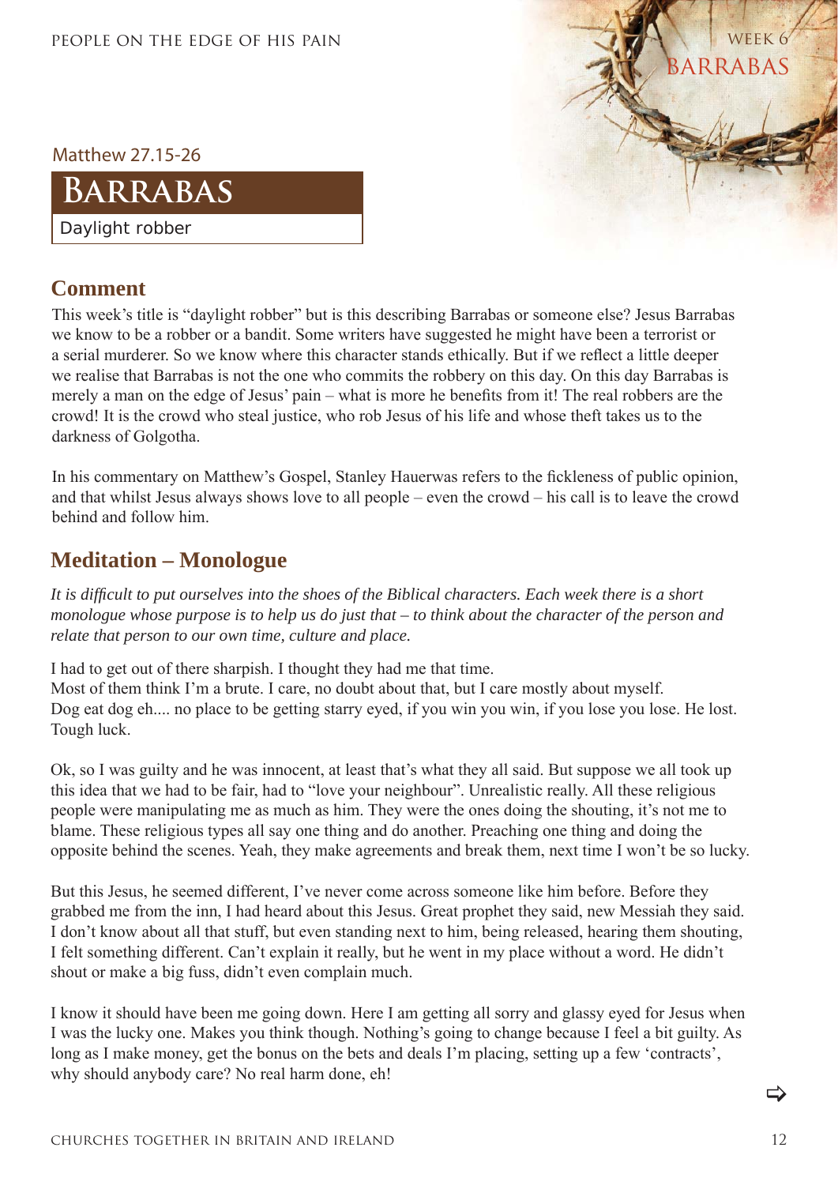Matthew 27.15-26

# BARRABAS

Daylight robber

## Comment

This week's title is "daylight robber" but is this describing Barrabas or someone else? Jesus Barrabas we know to be a robber or a bandit. Some writers have suggested he might have been a terrorist or a serial murderer. So we know where this character stands ethically. But if we reflect a little deeper we realise that Barrabas is not the one who commits the robbery on this day. On this day Barrabas is merely a man on the edge of Jesus' pain – what is more he benefits from it! The real robbers are the crowd! It is the crowd who steal justice, who rob Jesus of his life and whose theft takes us to the darkness of Golgotha.

In his commentary on Matthew's Gospel, Stanley Hauerwas refers to the fickleness of public opinion, and that whilst Jesus always shows love to all people – even the crowd – his call is to leave the crowd behind and follow him.

## Meditation – Monologue

*It is difficult to put ourselves into the shoes of the Biblical characters. Each week there is a short monologue whose purpose is to help us do just that – to think about the character of the person and relate that person to our own time, culture and place.*

I had to get out of there sharpish. I thought they had me that time.
Most of them think I'm a brute. I care, no doubt about that, but I care mostly about myself.
Dog eat dog eh.... no place to be getting starry eyed, if you win you win, if you lose you lose. He lost. Tough luck.

Ok, so I was guilty and he was innocent, at least that's what they all said. But suppose we all took up this idea that we had to be fair, had to "love your neighbour". Unrealistic really. All these religious people were manipulating me as much as him. They were the ones doing the shouting, it's not me to blame. These religious types all say one thing and do another. Preaching one thing and doing the opposite behind the scenes. Yeah, they make agreements and break them, next time I won't be so lucky.

But this Jesus, he seemed different, I've never come across someone like him before. Before they grabbed me from the inn, I had heard about this Jesus. Great prophet they said, new Messiah they said. I don't know about all that stuff, but even standing next to him, being released, hearing them shouting, I felt something different. Can't explain it really, but he went in my place without a word. He didn't shout or make a big fuss, didn't even complain much.

I know it should have been me going down. Here I am getting all sorry and glassy eyed for Jesus when I was the lucky one. Makes you think though. Nothing's going to change because I feel a bit guilty. As long as I make money, get the bonus on the bets and deals I'm placing, setting up a few 'contracts', why should anybody care? No real harm done, eh!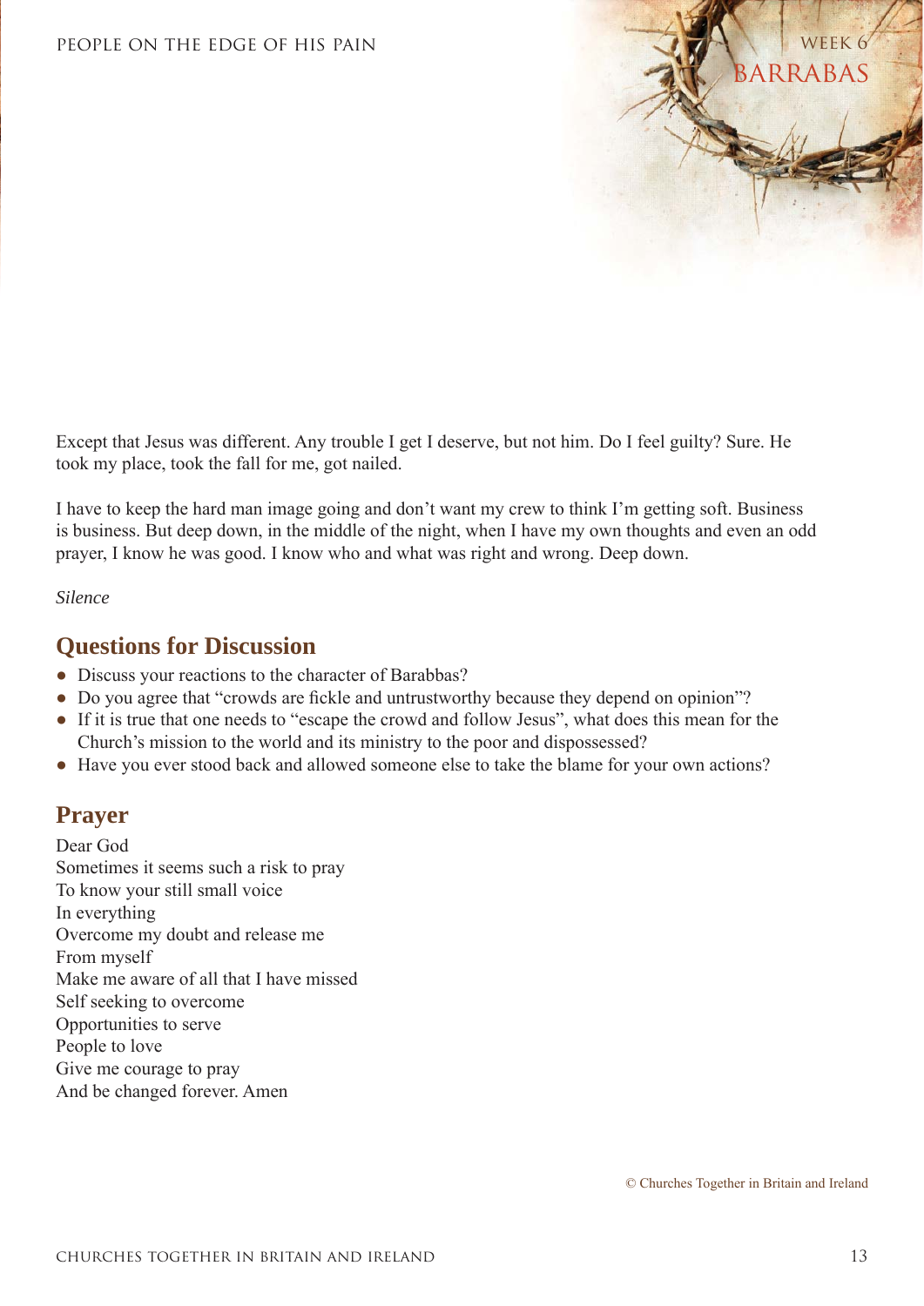Except that Jesus was different. Any trouble I get I deserve, but not him. Do I feel guilty? Sure. He took my place, took the fall for me, got nailed.

I have to keep the hard man image going and don't want my crew to think I'm getting soft. Business is business. But deep down, in the middle of the night, when I have my own thoughts and even an odd prayer, I know he was good. I know who and what was right and wrong. Deep down.

*Silence*

## Questions for Discussion

- Discuss your reactions to the character of Barabbas?
- Do you agree that "crowds are fickle and untrustworthy because they depend on opinion"?
- If it is true that one needs to "escape the crowd and follow Jesus", what does this mean for the Church's mission to the world and its ministry to the poor and dispossessed?
- Have you ever stood back and allowed someone else to take the blame for your own actions?

## Prayer

Dear God
Sometimes it seems such a risk to pray
To know your still small voice
In everything
Overcome my doubt and release me
From myself
Make me aware of all that I have missed
Self seeking to overcome
Opportunities to serve
People to love
Give me courage to pray
And be changed forever. Amen

© Churches Together in Britain and Ireland